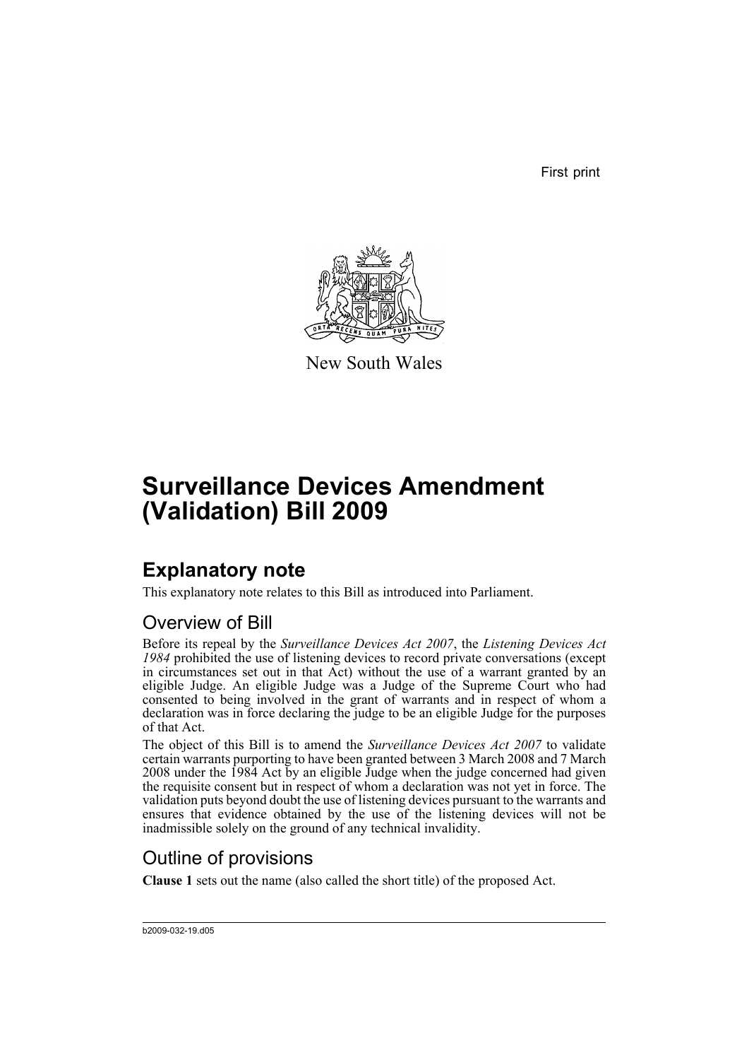First print

New South Wales

# Surveillance Devices Amendment (Validation) Bill 2009

## Explanatory note

This explanatory note relates to this Bill as introduced into Parliament.

### Overview of Bill

Before its repeal by the *Surveillance Devices Act 2007*, the *Listening Devices Act 1984* prohibited the use of listening devices to record private conversations (except in circumstances set out in that Act) without the use of a warrant granted by an eligible Judge. An eligible Judge was a Judge of the Supreme Court who had consented to being involved in the grant of warrants and in respect of whom a declaration was in force declaring the judge to be an eligible Judge for the purposes of that Act.

The object of this Bill is to amend the *Surveillance Devices Act 2007* to validate certain warrants purporting to have been granted between 3 March 2008 and 7 March 2008 under the 1984 Act by an eligible Judge when the judge concerned had given the requisite consent but in respect of whom a declaration was not yet in force. The validation puts beyond doubt the use of listening devices pursuant to the warrants and ensures that evidence obtained by the use of the listening devices will not be inadmissible solely on the ground of any technical invalidity.

### Outline of provisions

**Clause 1** sets out the name (also called the short title) of the proposed Act.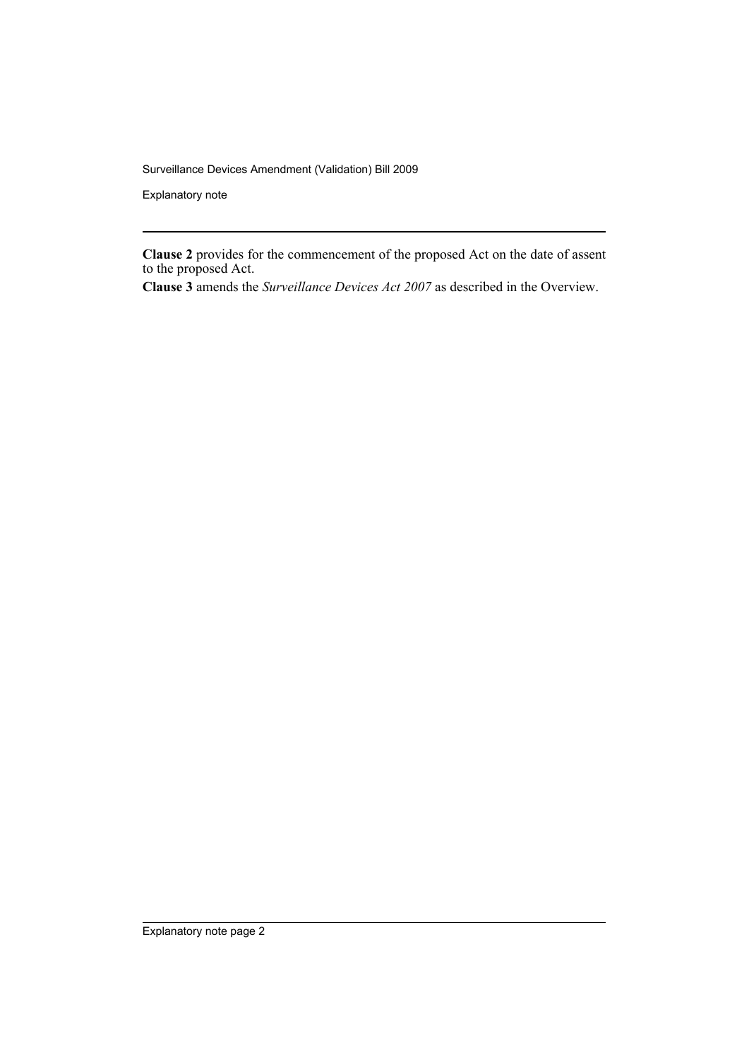**Clause 2** provides for the commencement of the proposed Act on the date of assent to the proposed Act.

**Clause 3** amends the *Surveillance Devices Act 2007* as described in the Overview.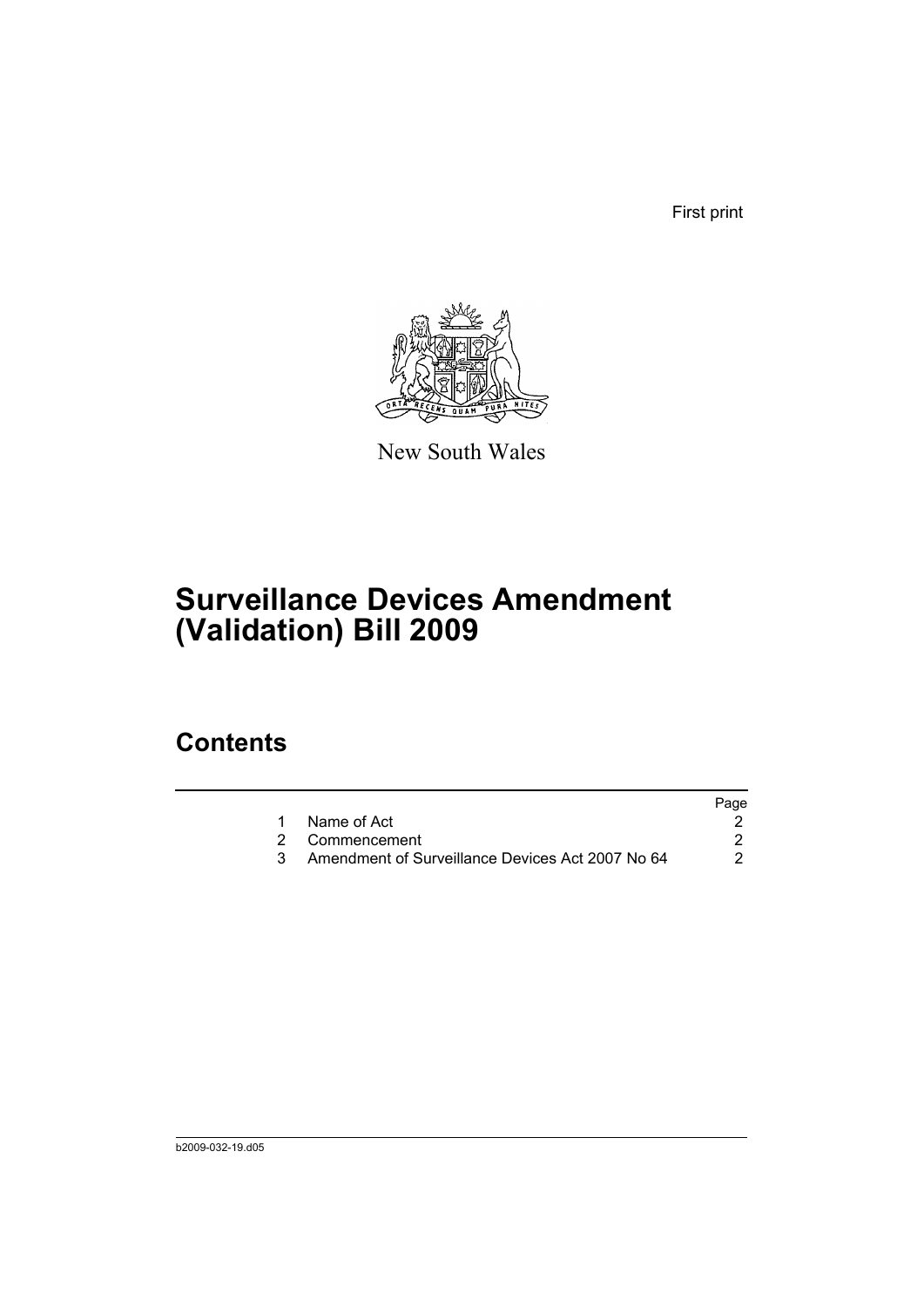First print

New South Wales

# Surveillance Devices Amendment (Validation) Bill 2009

## Contents

| | | Page |
|---|---|---|
| 1 | Name of Act | 2 |
| 2 | Commencement | 2 |
| 3 | Amendment of Surveillance Devices Act 2007 No 64 | 2 |

b2009-032-19.d05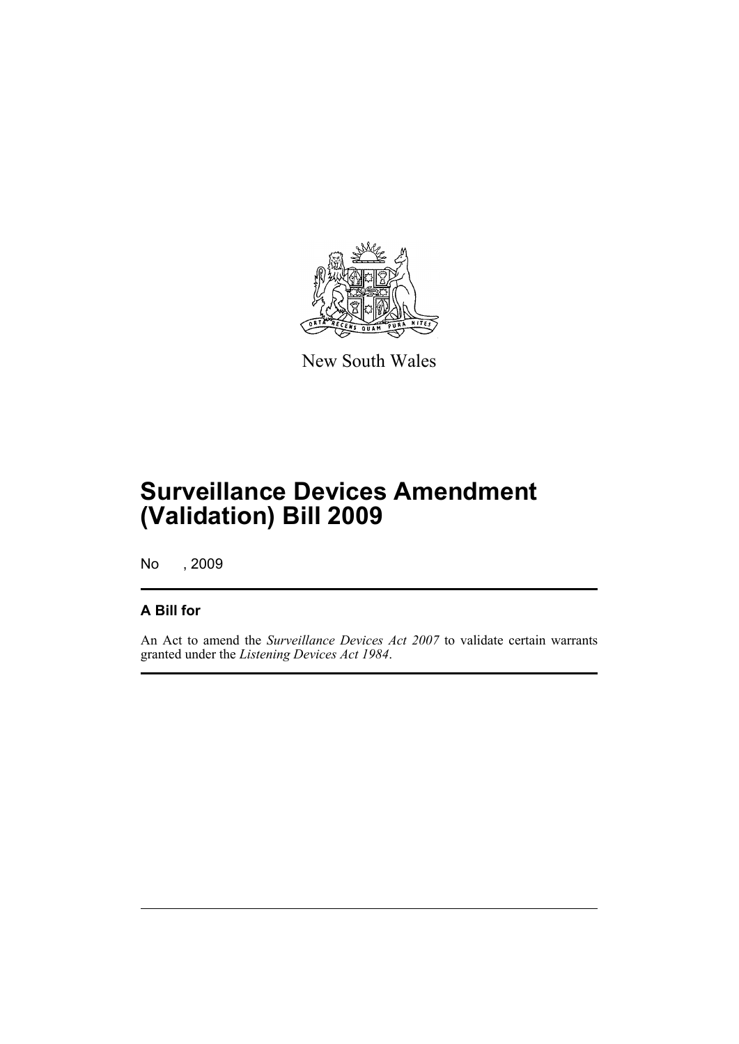New South Wales

# Surveillance Devices Amendment (Validation) Bill 2009

No , 2009

## A Bill for

An Act to amend the *Surveillance Devices Act 2007* to validate certain warrants granted under the *Listening Devices Act 1984*.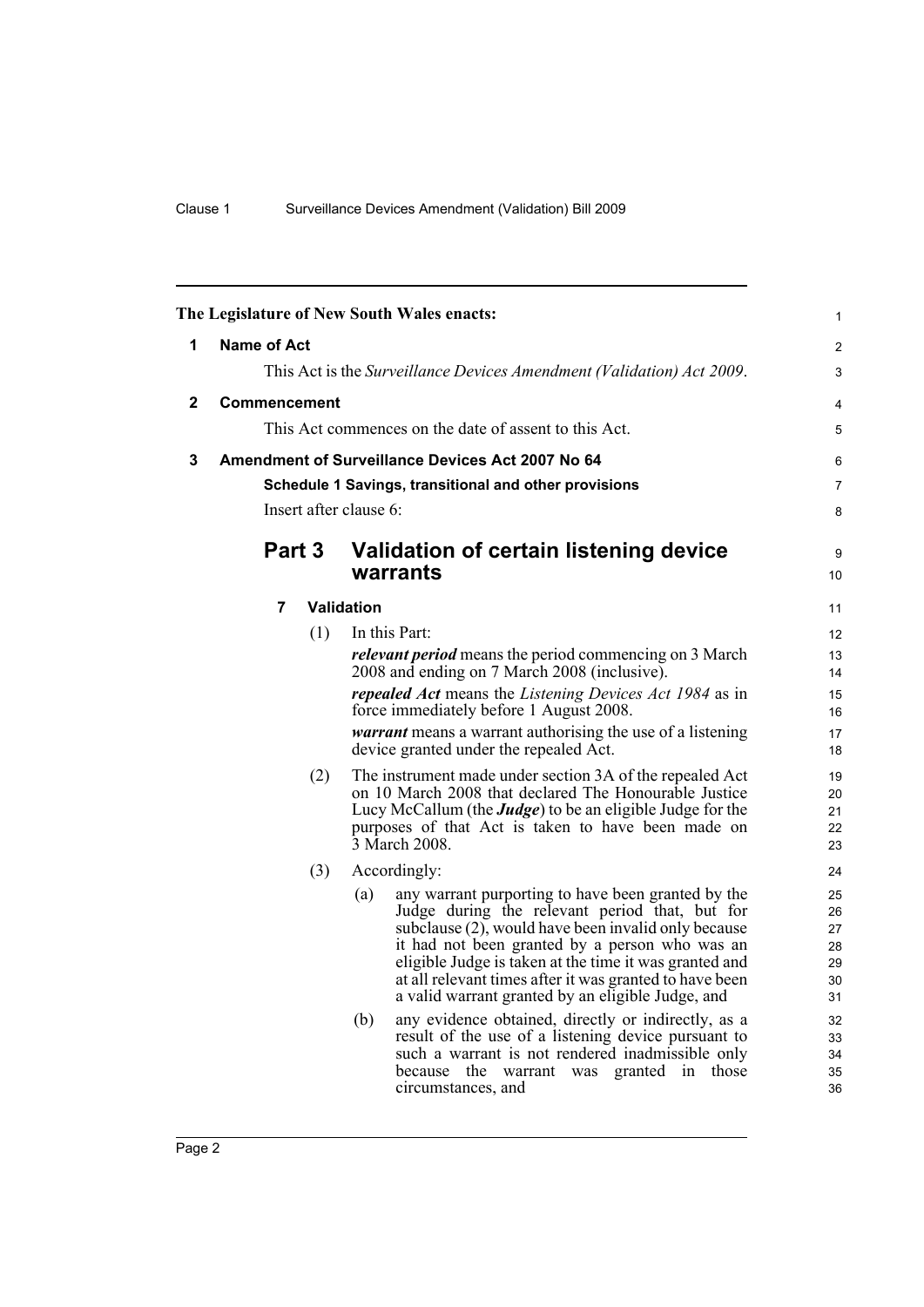The Legislature of New South Wales enacts:

## 1 Name of Act

This Act is the *Surveillance Devices Amendment (Validation) Act 2009*.

## 2 Commencement

This Act commences on the date of assent to this Act.

## 3 Amendment of Surveillance Devices Act 2007 No 64

**Schedule 1 Savings, transitional and other provisions**

Insert after clause 6:

# Part 3 Validation of certain listening device warrants

### 7 Validation

(1) In this Part:

***relevant period*** means the period commencing on 3 March 2008 and ending on 7 March 2008 (inclusive).

***repealed Act*** means the *Listening Devices Act 1984* as in force immediately before 1 August 2008.

***warrant*** means a warrant authorising the use of a listening device granted under the repealed Act.

(2) The instrument made under section 3A of the repealed Act on 10 March 2008 that declared The Honourable Justice Lucy McCallum (the ***Judge***) to be an eligible Judge for the purposes of that Act is taken to have been made on 3 March 2008.

(3) Accordingly:

(a) any warrant purporting to have been granted by the Judge during the relevant period that, but for subclause (2), would have been invalid only because it had not been granted by a person who was an eligible Judge is taken at the time it was granted and at all relevant times after it was granted to have been a valid warrant granted by an eligible Judge, and

(b) any evidence obtained, directly or indirectly, as a result of the use of a listening device pursuant to such a warrant is not rendered inadmissible only because the warrant was granted in those circumstances, and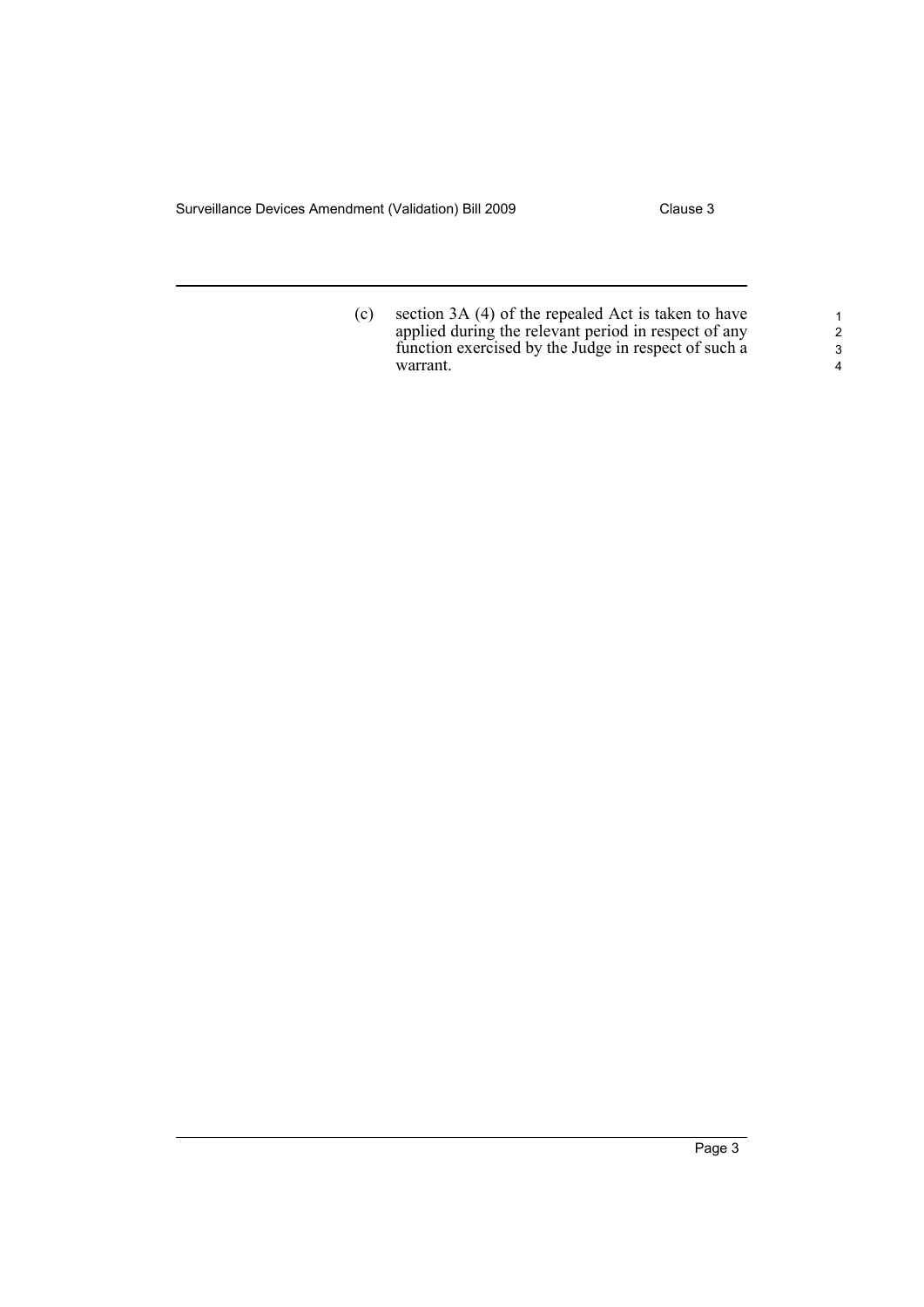(c) section 3A (4) of the repealed Act is taken to have applied during the relevant period in respect of any function exercised by the Judge in respect of such a warrant.